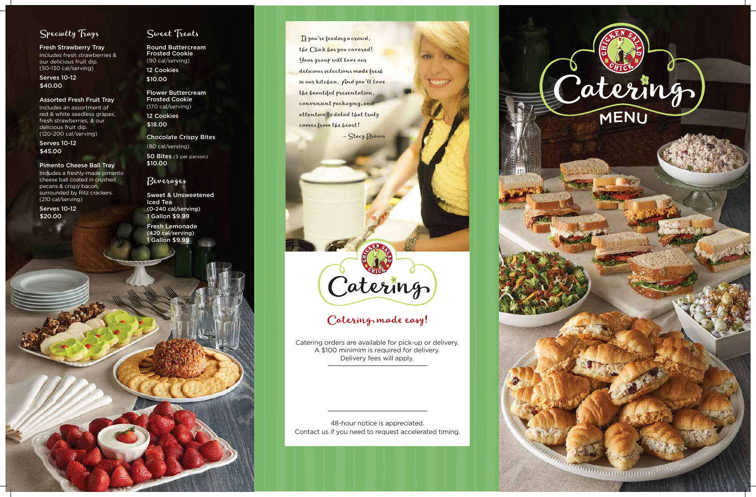## Specialty Trays

**Fresh Strawberry Tray**
Includes fresh strawberries & our delicious fruit dip.
(50-130 cal/serving)

**Serves 10-12**
**$40.00**

**Assorted Fresh Fruit Tray**
Includes an assortment of red & white seedless grapes, fresh strawberries, & our delicious fruit dip.
(120-200 cal/serving)

**Serves 10-12**
**$45.00**

**Pimento Cheese Ball Tray**
Includes a freshly-made pimento cheese ball coated in crushed pecans & crispy bacon, surrounded by Ritz crackers.
(210 cal/serving)

**Serves 10-12**
**$20.00**

## Sweet Treats

**Round Buttercream Frosted Cookie**
(90 cal/serving)

**12 Cookies**
**$10.00**

**Flower Buttercream Frosted Cookie**
(170 cal/serving)

**12 Cookies**
**$18.00**

**Chocolate Crispy Bites**
(80 cal/serving)

**50 Bites** (5 per person)
**$10.00**

## Beverages

**Sweet & Unsweetened Iced Tea**
**(0-240 cal/serving)**
**1 Gallon $9.99**

**Fresh Lemonade**
**(420 cal/serving)**
**1 Gallon $9.99**

*If you're feeding a crowd, the Chick has you covered! Your group will love our delicious selections made fresh in our kitchen. And you'll love the beautiful presentation, convenient packaging, and attention to detail that truly comes from the heart!*

*– Stacy Brown*

Chicken Salad Chick

Catering

*Catering made easy!*

Catering orders are available for pick-up or delivery.
A $100 minimim is required for delivery.
Delivery fees will apply.

48-hour notice is appreciated.
Contact us if you need to request accelerated timing.

Chicken Salad Chick

# Catering MENU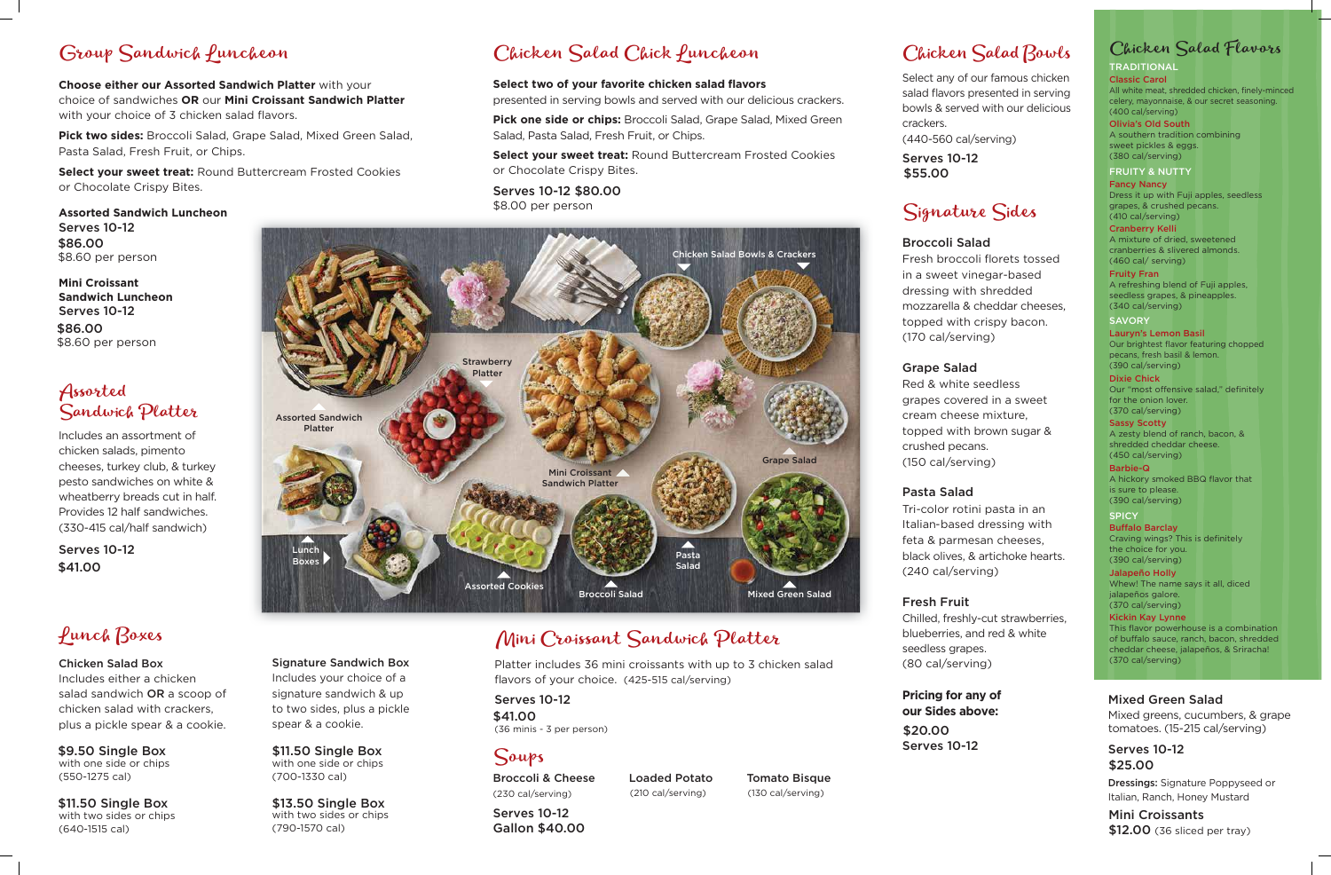## Group Sandwich Luncheon

**Choose either our Assorted Sandwich Platter** with your choice of sandwiches **OR** our **Mini Croissant Sandwich Platter** with your choice of 3 chicken salad flavors.

**Pick two sides:** Broccoli Salad, Grape Salad, Mixed Green Salad, Pasta Salad, Fresh Fruit, or Chips.

**Select your sweet treat:** Round Buttercream Frosted Cookies or Chocolate Crispy Bites.

**Assorted Sandwich Luncheon**
Serves 10-12
$86.00
$8.60 per person

**Mini Croissant Sandwich Luncheon**
Serves 10-12
$86.00
$8.60 per person

## Assorted Sandwich Platter

Includes an assortment of chicken salads, pimento cheeses, turkey club, & turkey pesto sandwiches on white & wheatberry breads cut in half. Provides 12 half sandwiches. (330-415 cal/half sandwich)

Serves 10-12
$41.00

## Lunch Boxes

**Chicken Salad Box**
Includes either a chicken salad sandwich **OR** a scoop of chicken salad with crackers, plus a pickle spear & a cookie.

**$9.50 Single Box**
with one side or chips
(550-1275 cal)

**$11.50 Single Box**
with two sides or chips
(640-1515 cal)

**Signature Sandwich Box**
Includes your choice of a signature sandwich & up to two sides, plus a pickle spear & a cookie.

**$11.50 Single Box**
with one side or chips
(700-1330 cal)

**$13.50 Single Box**
with two sides or chips
(790-1570 cal)

## Chicken Salad Chick Luncheon

**Select two of your favorite chicken salad flavors** presented in serving bowls and served with our delicious crackers.

**Pick one side or chips:** Broccoli Salad, Grape Salad, Mixed Green Salad, Pasta Salad, Fresh Fruit, or Chips.

**Select your sweet treat:** Round Buttercream Frosted Cookies or Chocolate Crispy Bites.

Serves 10-12 $80.00
$8.00 per person

Chicken Salad Bowls & Crackers
Strawberry Platter
Assorted Sandwich Platter
Mini Croissant Sandwich Platter
Grape Salad
Lunch Boxes
Pasta Salad
Assorted Cookies
Broccoli Salad
Mixed Green Salad

## Mini Croissant Sandwich Platter

Platter includes 36 mini croissants with up to 3 chicken salad flavors of your choice. (425-515 cal/serving)

Serves 10-12
$41.00
(36 minis - 3 per person)

## Soups

**Broccoli & Cheese**
(230 cal/serving)

**Loaded Potato**
(210 cal/serving)

**Tomato Bisque**
(130 cal/serving)

Serves 10-12
Gallon $40.00

## Chicken Salad Bowls

Select any of our famous chicken salad flavors presented in serving bowls & served with our delicious crackers.
(440-560 cal/serving)

Serves 10-12
$55.00

## Signature Sides

**Broccoli Salad**
Fresh broccoli florets tossed in a sweet vinegar-based dressing with shredded mozzarella & cheddar cheeses, topped with crispy bacon.
(170 cal/serving)

**Grape Salad**
Red & white seedless grapes covered in a sweet cream cheese mixture, topped with brown sugar & crushed pecans.
(150 cal/serving)

**Pasta Salad**
Tri-color rotini pasta in an Italian-based dressing with feta & parmesan cheeses, black olives, & artichoke hearts.
(240 cal/serving)

**Fresh Fruit**
Chilled, freshly-cut strawberries, blueberries, and red & white seedless grapes.
(80 cal/serving)

**Pricing for any of our Sides above:**
$20.00
Serves 10-12

## Chicken Salad Flavors

### TRADITIONAL

**Classic Carol**
All white meat, shredded chicken, finely-minced celery, mayonnaise, & our secret seasoning.
(400 cal/serving)

**Olivia's Old South**
A southern tradition combining sweet pickles & eggs.
(380 cal/serving)

### FRUITY & NUTTY

**Fancy Nancy**
Dress it up with Fuji apples, seedless grapes, & crushed pecans.
(410 cal/serving)

**Cranberry Kelli**
A mixture of dried, sweetened cranberries & slivered almonds.
(460 cal/ serving)

**Fruity Fran**
A refreshing blend of Fuji apples, seedless grapes, & pineapples.
(340 cal/serving)

### SAVORY

**Lauryn's Lemon Basil**
Our brightest flavor featuring chopped pecans, fresh basil & lemon.
(390 cal/serving)

**Dixie Chick**
Our "most offensive salad," definitely for the onion lover.
(370 cal/serving)

**Sassy Scotty**
A zesty blend of ranch, bacon, & shredded cheddar cheese.
(450 cal/serving)

**Barbie-Q**
A hickory smoked BBQ flavor that is sure to please.
(390 cal/serving)

### SPICY

**Buffalo Barclay**
Craving wings? This is definitely the choice for you.
(390 cal/serving)

**Jalapeño Holly**
Whew! The name says it all, diced jalapeños galore.
(370 cal/serving)

**Kickin Kay Lynne**
This flavor powerhouse is a combination of buffalo sauce, ranch, bacon, shredded cheddar cheese, jalapeños, & Sriracha!
(370 cal/serving)

**Mixed Green Salad**
Mixed greens, cucumbers, & grape tomatoes. (15-215 cal/serving)

Serves 10-12
$25.00

**Dressings:** Signature Poppyseed or Italian, Ranch, Honey Mustard

**Mini Croissants**
**$12.00** (36 sliced per tray)